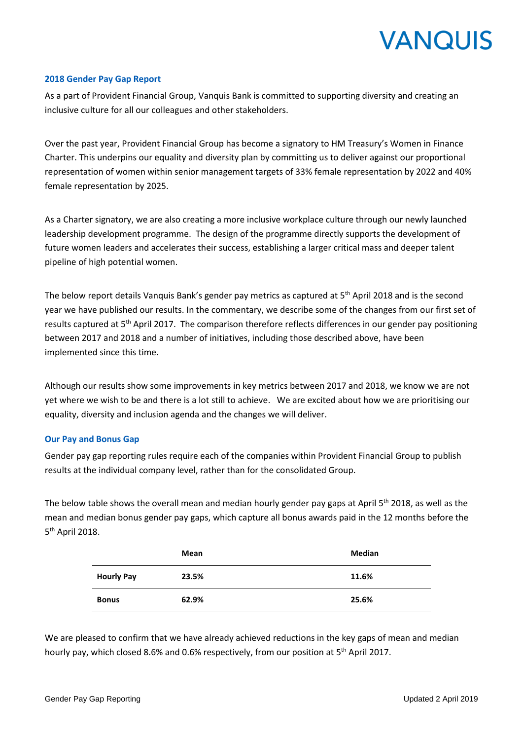VANQUIS

## 2018 Gender Pay Gap Report

As a part of Provident Financial Group, Vanquis Bank is committed to supporting diversity and creating an inclusive culture for all our colleagues and other stakeholders.

Over the past year, Provident Financial Group has become a signatory to HM Treasury's Women in Finance Charter. This underpins our equality and diversity plan by committing us to deliver against our proportional representation of women within senior management targets of 33% female representation by 2022 and 40% female representation by 2025.

As a Charter signatory, we are also creating a more inclusive workplace culture through our newly launched leadership development programme. The design of the programme directly supports the development of future women leaders and accelerates their success, establishing a larger critical mass and deeper talent pipeline of high potential women.

The below report details Vanquis Bank's gender pay metrics as captured at 5th April 2018 and is the second year we have published our results. In the commentary, we describe some of the changes from our first set of results captured at 5th April 2017. The comparison therefore reflects differences in our gender pay positioning between 2017 and 2018 and a number of initiatives, including those described above, have been implemented since this time.

Although our results show some improvements in key metrics between 2017 and 2018, we know we are not yet where we wish to be and there is a lot still to achieve. We are excited about how we are prioritising our equality, diversity and inclusion agenda and the changes we will deliver.

## Our Pay and Bonus Gap

Gender pay gap reporting rules require each of the companies within Provident Financial Group to publish results at the individual company level, rather than for the consolidated Group.

The below table shows the overall mean and median hourly gender pay gaps at April 5th 2018, as well as the mean and median bonus gender pay gaps, which capture all bonus awards paid in the 12 months before the 5th April 2018.

| | **Mean** | **Median** |
|---|---|---|
| **Hourly Pay** | **23.5%** | **11.6%** |
| **Bonus** | **62.9%** | **25.6%** |

We are pleased to confirm that we have already achieved reductions in the key gaps of mean and median hourly pay, which closed 8.6% and 0.6% respectively, from our position at 5th April 2017.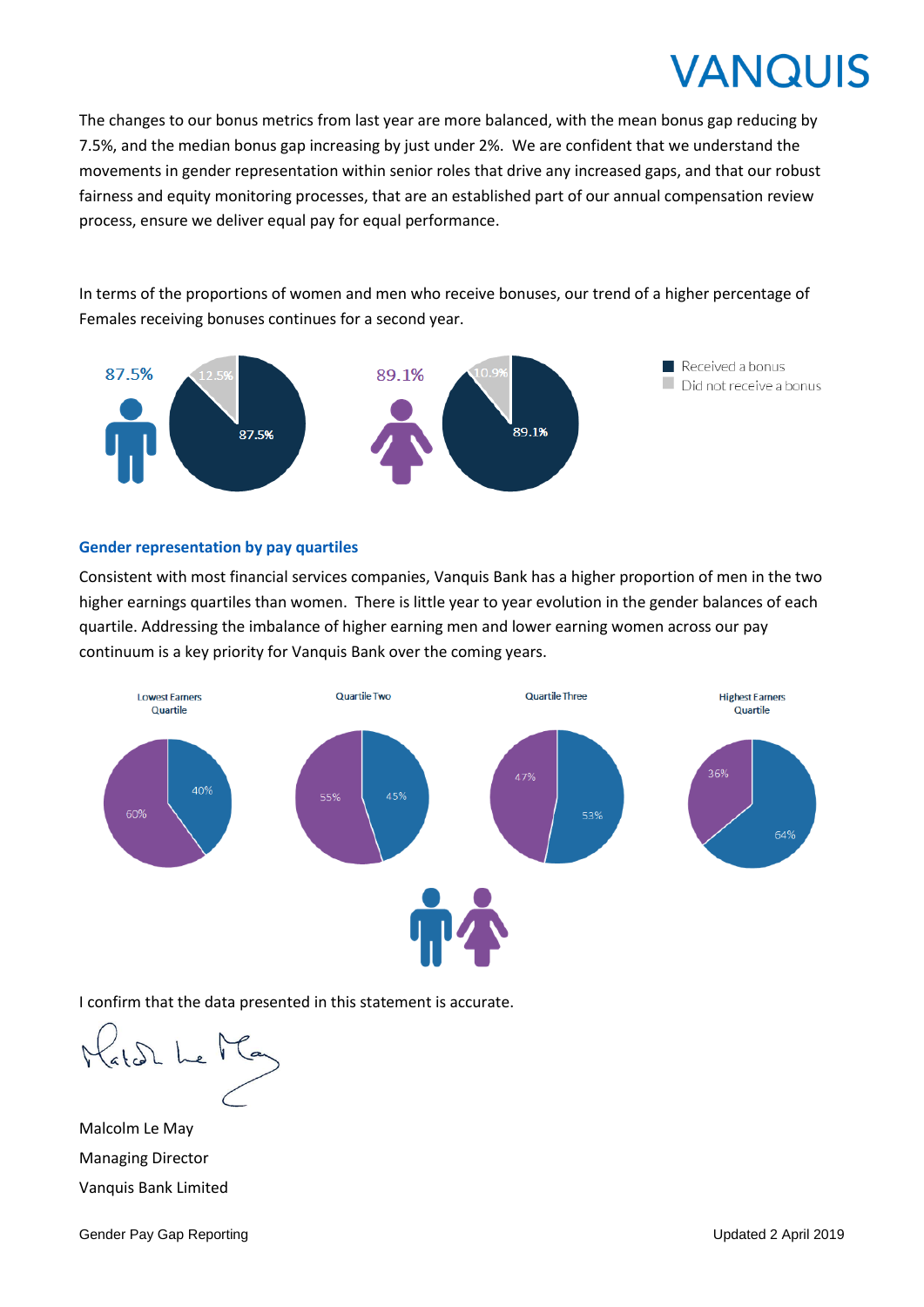The changes to our bonus metrics from last year are more balanced, with the mean bonus gap reducing by 7.5%, and the median bonus gap increasing by just under 2%. We are confident that we understand the movements in gender representation within senior roles that drive any increased gaps, and that our robust fairness and equity monitoring processes, that are an established part of our annual compensation review process, ensure we deliver equal pay for equal performance.

In terms of the proportions of women and men who receive bonuses, our trend of a higher percentage of Females receiving bonuses continues for a second year.

87.5%
12.5%
87.5%
89.1%
10.9%
89.1%
Received a bonus
Did not receive a bonus

## Gender representation by pay quartiles

Consistent with most financial services companies, Vanquis Bank has a higher proportion of men in the two higher earnings quartiles than women. There is little year to year evolution in the gender balances of each quartile. Addressing the imbalance of higher earning men and lower earning women across our pay continuum is a key priority for Vanquis Bank over the coming years.

Lowest Earners Quartile
40%
60%

Quartile Two
55%
45%

Quartile Three
47%
53%

Highest Earners Quartile
36%
64%

I confirm that the data presented in this statement is accurate.

Malcolm Le May
Managing Director
Vanquis Bank Limited

Gender Pay Gap Reporting

Updated 2 April 2019